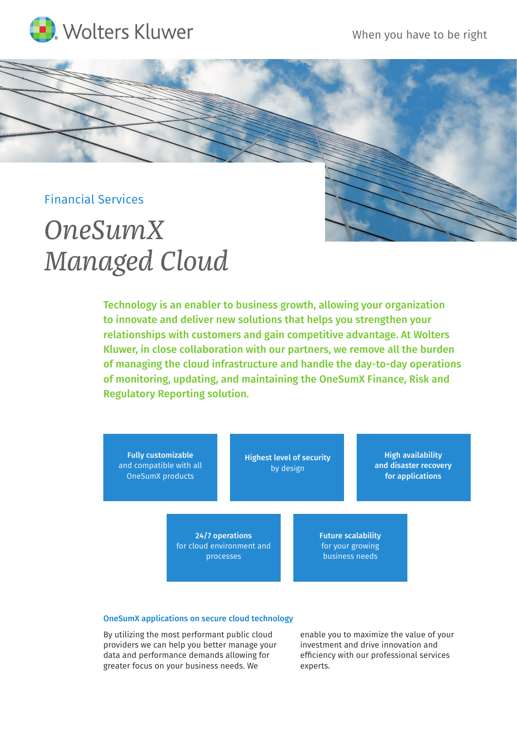Wolters Kluwer

When you have to be right

Financial Services

# *OneSumX Managed Cloud*

**Technology is an enabler to business growth, allowing your organization to innovate and deliver new solutions that helps you strengthen your relationships with customers and gain competitive advantage. At Wolters Kluwer, in close collaboration with our partners, we remove all the burden of managing the cloud infrastructure and handle the day-to-day operations of monitoring, updating, and maintaining the OneSumX Finance, Risk and Regulatory Reporting solution.**

- **Fully customizable** and compatible with all OneSumX products
- **Highest level of security** by design
- **High availability and disaster recovery for applications**
- **24/7 operations** for cloud environment and processes
- **Future scalability** for your growing business needs

### OneSumX applications on secure cloud technology

By utilizing the most performant public cloud providers we can help you better manage your data and performance demands allowing for greater focus on your business needs. We enable you to maximize the value of your investment and drive innovation and efficiency with our professional services experts.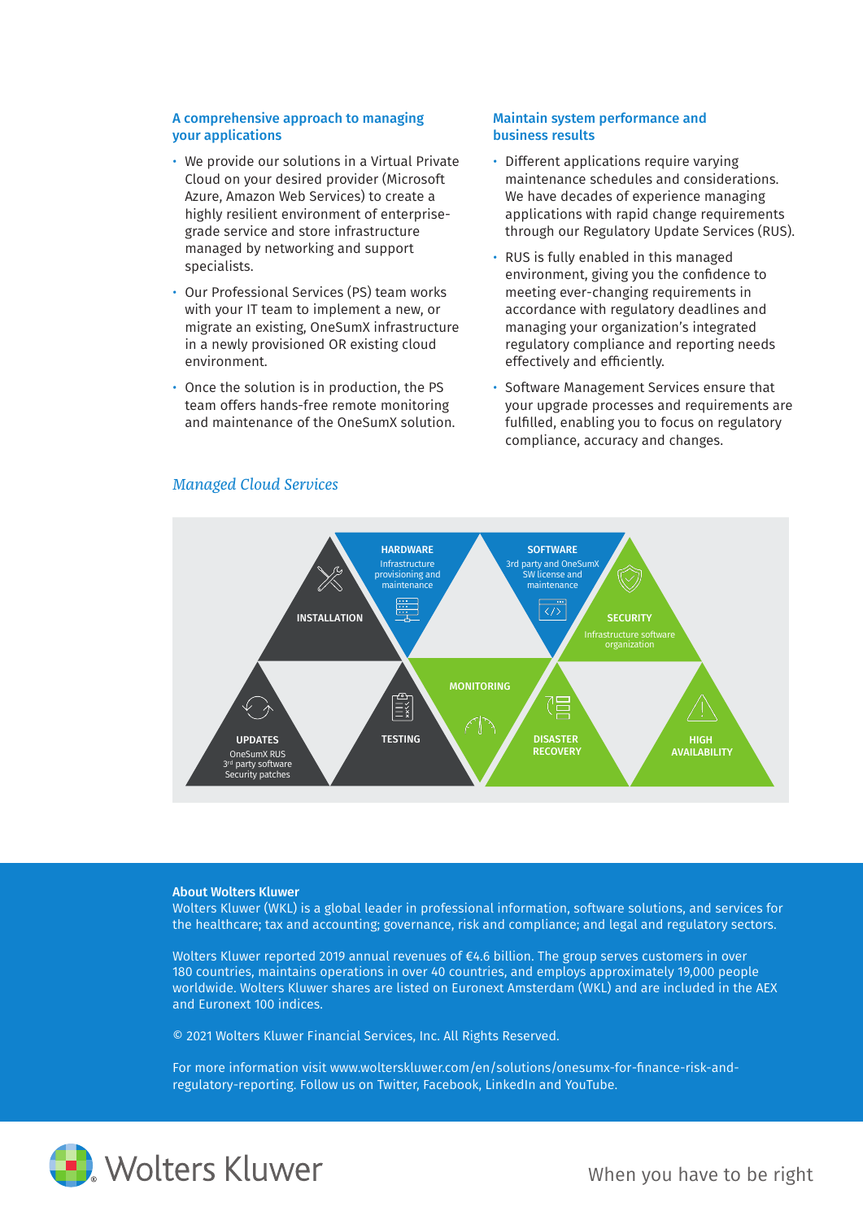### A comprehensive approach to managing your applications

- We provide our solutions in a Virtual Private Cloud on your desired provider (Microsoft Azure, Amazon Web Services) to create a highly resilient environment of enterprise-grade service and store infrastructure managed by networking and support specialists.
- Our Professional Services (PS) team works with your IT team to implement a new, or migrate an existing, OneSumX infrastructure in a newly provisioned OR existing cloud environment.
- Once the solution is in production, the PS team offers hands-free remote monitoring and maintenance of the OneSumX solution.

### Maintain system performance and business results

- Different applications require varying maintenance schedules and considerations. We have decades of experience managing applications with rapid change requirements through our Regulatory Update Services (RUS).
- RUS is fully enabled in this managed environment, giving you the confidence to meeting ever-changing requirements in accordance with regulatory deadlines and managing your organization's integrated regulatory compliance and reporting needs effectively and efficiently.
- Software Management Services ensure that your upgrade processes and requirements are fulfilled, enabling you to focus on regulatory compliance, accuracy and changes.

*Managed Cloud Services*

INSTALLATION

HARDWARE
Infrastructure provisioning and maintenance

SOFTWARE
3rd party and OneSumX SW license and maintenance

SECURITY
Infrastructure software organization

UPDATES
OneSumX RUS
3rd party software
Security patches

TESTING

MONITORING

DISASTER RECOVERY

HIGH AVAILABILITY

**About Wolters Kluwer**
Wolters Kluwer (WKL) is a global leader in professional information, software solutions, and services for the healthcare; tax and accounting; governance, risk and compliance; and legal and regulatory sectors.

Wolters Kluwer reported 2019 annual revenues of €4.6 billion. The group serves customers in over 180 countries, maintains operations in over 40 countries, and employs approximately 19,000 people worldwide. Wolters Kluwer shares are listed on Euronext Amsterdam (WKL) and are included in the AEX and Euronext 100 indices.

© 2021 Wolters Kluwer Financial Services, Inc. All Rights Reserved.

For more information visit www.wolterskluwer.com/en/solutions/onesumx-for-finance-risk-and-regulatory-reporting. Follow us on Twitter, Facebook, LinkedIn and YouTube.

Wolters Kluwer

When you have to be right